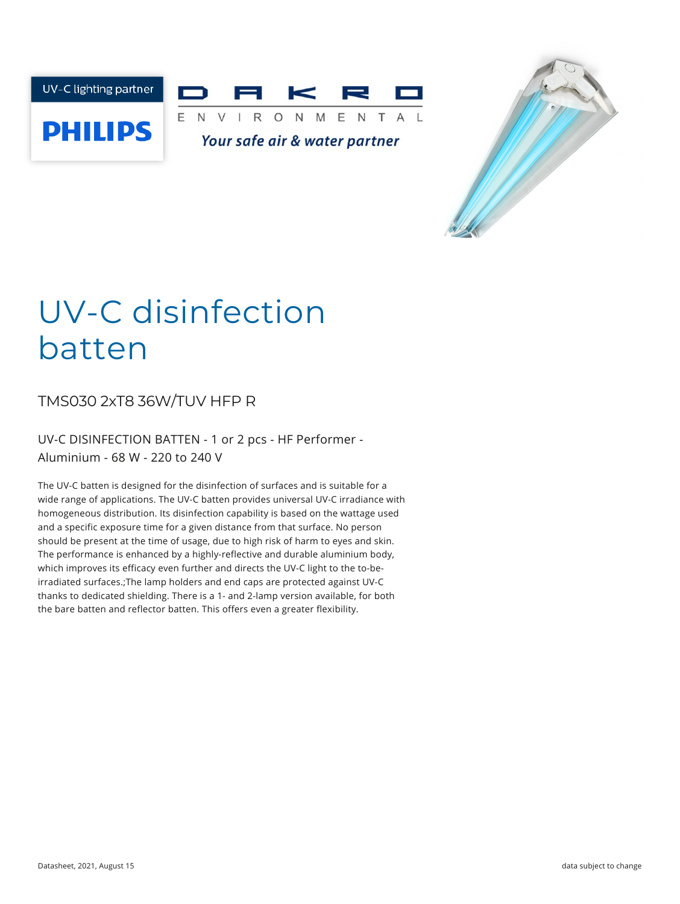UV-C lighting partner

PHILIPS

DAKRO ENVIRONMENTAL

*Your safe air & water partner*

# UV-C disinfection batten

## TMS030 2xT8 36W/TUV HFP R

UV-C DISINFECTION BATTEN - 1 or 2 pcs - HF Performer - Aluminium - 68 W - 220 to 240 V

The UV-C batten is designed for the disinfection of surfaces and is suitable for a wide range of applications. The UV-C batten provides universal UV-C irradiance with homogeneous distribution. Its disinfection capability is based on the wattage used and a specific exposure time for a given distance from that surface. No person should be present at the time of usage, due to high risk of harm to eyes and skin. The performance is enhanced by a highly-reflective and durable aluminium body, which improves its efficacy even further and directs the UV-C light to the to-be-irradiated surfaces.;The lamp holders and end caps are protected against UV-C thanks to dedicated shielding. There is a 1- and 2-lamp version available, for both the bare batten and reflector batten. This offers even a greater flexibility.

Datasheet, 2021, August 15

data subject to change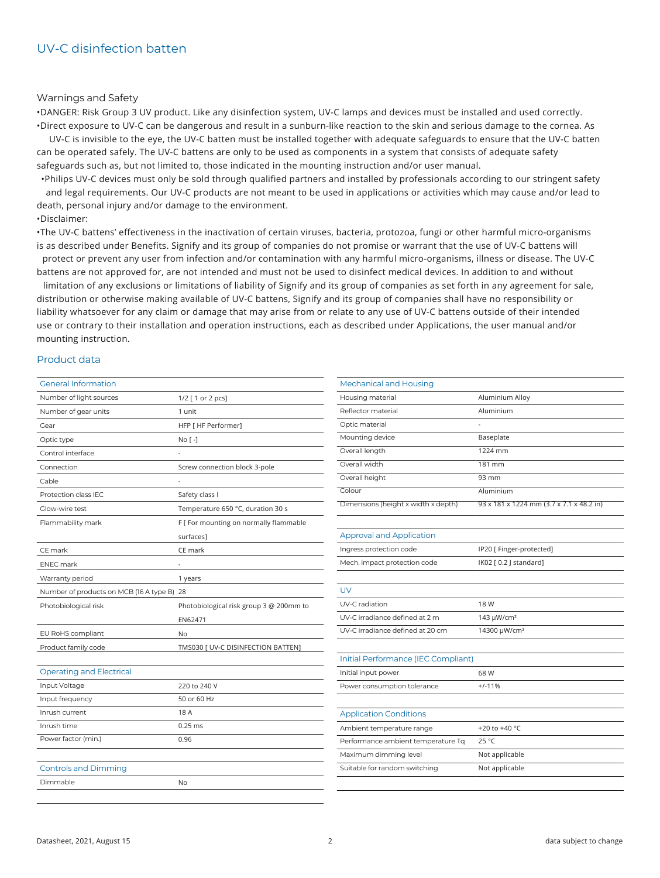## UV-C disinfection batten

### Warnings and Safety

- DANGER: Risk Group 3 UV product. Like any disinfection system, UV-C lamps and devices must be installed and used correctly.
- Direct exposure to UV-C can be dangerous and result in a sunburn-like reaction to the skin and serious damage to the cornea. As UV-C is invisible to the eye, the UV-C batten must be installed together with adequate safeguards to ensure that the UV-C batten can be operated safely. The UV-C battens are only to be used as components in a system that consists of adequate safety safeguards such as, but not limited to, those indicated in the mounting instruction and/or user manual.
- Philips UV-C devices must only be sold through qualified partners and installed by professionals according to our stringent safety and legal requirements. Our UV-C products are not meant to be used in applications or activities which may cause and/or lead to death, personal injury and/or damage to the environment.
- Disclaimer:
- The UV-C battens' effectiveness in the inactivation of certain viruses, bacteria, protozoa, fungi or other harmful micro-organisms is as described under Benefits. Signify and its group of companies do not promise or warrant that the use of UV-C battens will protect or prevent any user from infection and/or contamination with any harmful micro-organisms, illness or disease. The UV-C battens are not approved for, are not intended and must not be used to disinfect medical devices. In addition to and without limitation of any exclusions or limitations of liability of Signify and its group of companies as set forth in any agreement for sale, distribution or otherwise making available of UV-C battens, Signify and its group of companies shall have no responsibility or liability whatsoever for any claim or damage that may arise from or relate to any use of UV-C battens outside of their intended use or contrary to their installation and operation instructions, each as described under Applications, the user manual and/or mounting instruction.

### Product data

| General Information | |
|---|---|
| Number of light sources | 1/2 [ 1 or 2 pcs] |
| Number of gear units | 1 unit |
| Gear | HFP [ HF Performer] |
| Optic type | No [ -] |
| Control interface | - |
| Connection | Screw connection block 3-pole |
| Cable | - |
| Protection class IEC | Safety class I |
| Glow-wire test | Temperature 650 °C, duration 30 s |
| Flammability mark | F [ For mounting on normally flammable surfaces] |
| CE mark | CE mark |
| ENEC mark | - |
| Warranty period | 1 years |
| Number of products on MCB (16 A type B) | 28 |
| Photobiological risk | Photobiological risk group 3 @ 200mm to EN62471 |
| EU RoHS compliant | No |
| Product family code | TMS030 [ UV-C DISINFECTION BATTEN] |

| Operating and Electrical | |
|---|---|
| Input Voltage | 220 to 240 V |
| Input frequency | 50 or 60 Hz |
| Inrush current | 18 A |
| Inrush time | 0.25 ms |
| Power factor (min.) | 0.96 |

| Controls and Dimming | |
|---|---|
| Dimmable | No |

| Mechanical and Housing | |
|---|---|
| Housing material | Aluminium Alloy |
| Reflector material | Aluminium |
| Optic material | - |
| Mounting device | Baseplate |
| Overall length | 1224 mm |
| Overall width | 181 mm |
| Overall height | 93 mm |
| Colour | Aluminium |
| Dimensions (height x width x depth) | 93 x 181 x 1224 mm (3.7 x 7.1 x 48.2 in) |

| Approval and Application | |
|---|---|
| Ingress protection code | IP20 [ Finger-protected] |
| Mech. impact protection code | IK02 [ 0.2 J standard] |

| UV | |
|---|---|
| UV-C radiation | 18 W |
| UV-C irradiance defined at 2 m | 143 μW/cm² |
| UV-C irradiance defined at 20 cm | 14300 μW/cm² |

| Initial Performance (IEC Compliant) | |
|---|---|
| Initial input power | 68 W |
| Power consumption tolerance | +/-11% |

| Application Conditions | |
|---|---|
| Ambient temperature range | +20 to +40 °C |
| Performance ambient temperature Tq | 25 °C |
| Maximum dimming level | Not applicable |
| Suitable for random switching | Not applicable |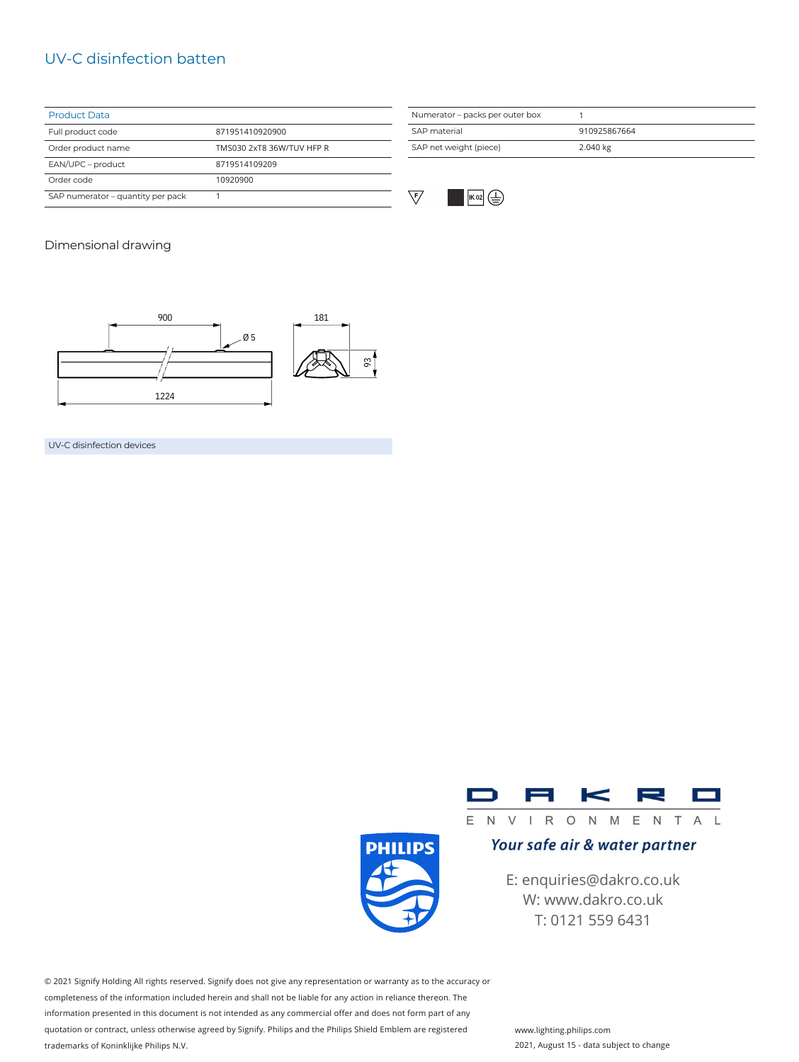# UV-C disinfection batten

| Product Data | |
|---|---|
| Full product code | 871951410920900 |
| Order product name | TMS030 2xT8 36W/TUV HFP R |
| EAN/UPC – product | 8719514109209 |
| Order code | 10920900 |
| SAP numerator – quantity per pack | 1 |
| Numerator – packs per outer box | 1 |
| SAP material | 910925867664 |
| SAP net weight (piece) | 2.040 kg |

## Dimensional drawing

900

Ø 5

1224

181

93

UV-C disinfection devices

DAKRO ENVIRONMENTAL

*Your safe air & water partner*

E: enquiries@dakro.co.uk
W: www.dakro.co.uk
T: 0121 559 6431

© 2021 Signify Holding All rights reserved. Signify does not give any representation or warranty as to the accuracy or completeness of the information included herein and shall not be liable for any action in reliance thereon. The information presented in this document is not intended as any commercial offer and does not form part of any quotation or contract, unless otherwise agreed by Signify. Philips and the Philips Shield Emblem are registered trademarks of Koninklijke Philips N.V.

www.lighting.philips.com
2021, August 15 - data subject to change